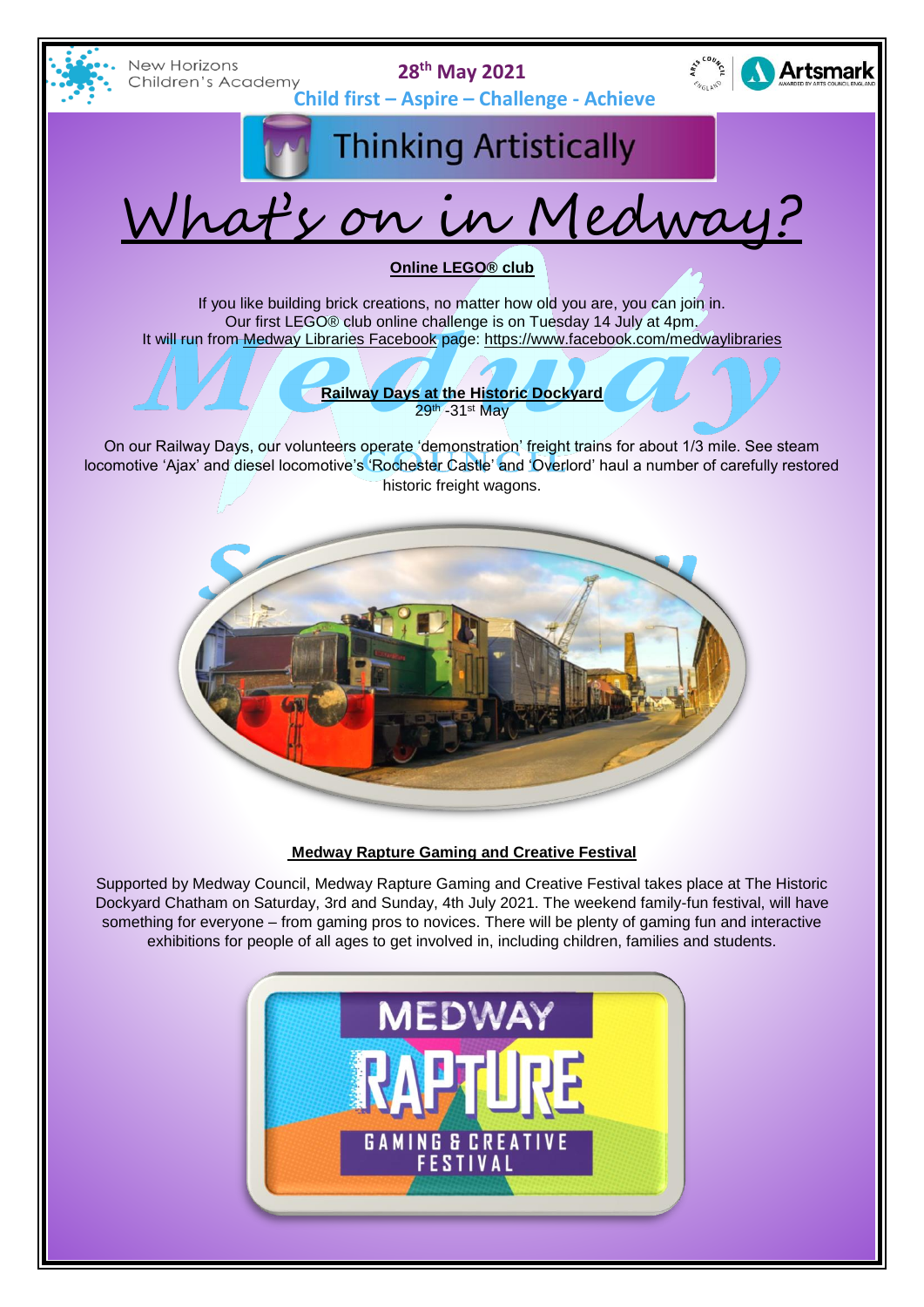New Horizons Children's Academy

28th May 2021

**Child first – Aspire – Challenge - Achieve**

# Thinking Artistically

# What's on in Medway?

**Online LEGO® club**

If you like building brick creations, no matter how old you are, you can join in.
Our first LEGO® club online challenge is on Tuesday 14 July at 4pm.
It will run from Medway Libraries Facebook page: https://www.facebook.com/medwaylibraries

**Railway Days at the Historic Dockyard**
29th -31st May

On our Railway Days, our volunteers operate 'demonstration' freight trains for about 1/3 mile. See steam locomotive 'Ajax' and diesel locomotive's 'Rochester Castle' and 'Overlord' haul a number of carefully restored historic freight wagons.

**Medway Rapture Gaming and Creative Festival**

Supported by Medway Council, Medway Rapture Gaming and Creative Festival takes place at The Historic Dockyard Chatham on Saturday, 3rd and Sunday, 4th July 2021. The weekend family-fun festival, will have something for everyone – from gaming pros to novices. There will be plenty of gaming fun and interactive exhibitions for people of all ages to get involved in, including children, families and students.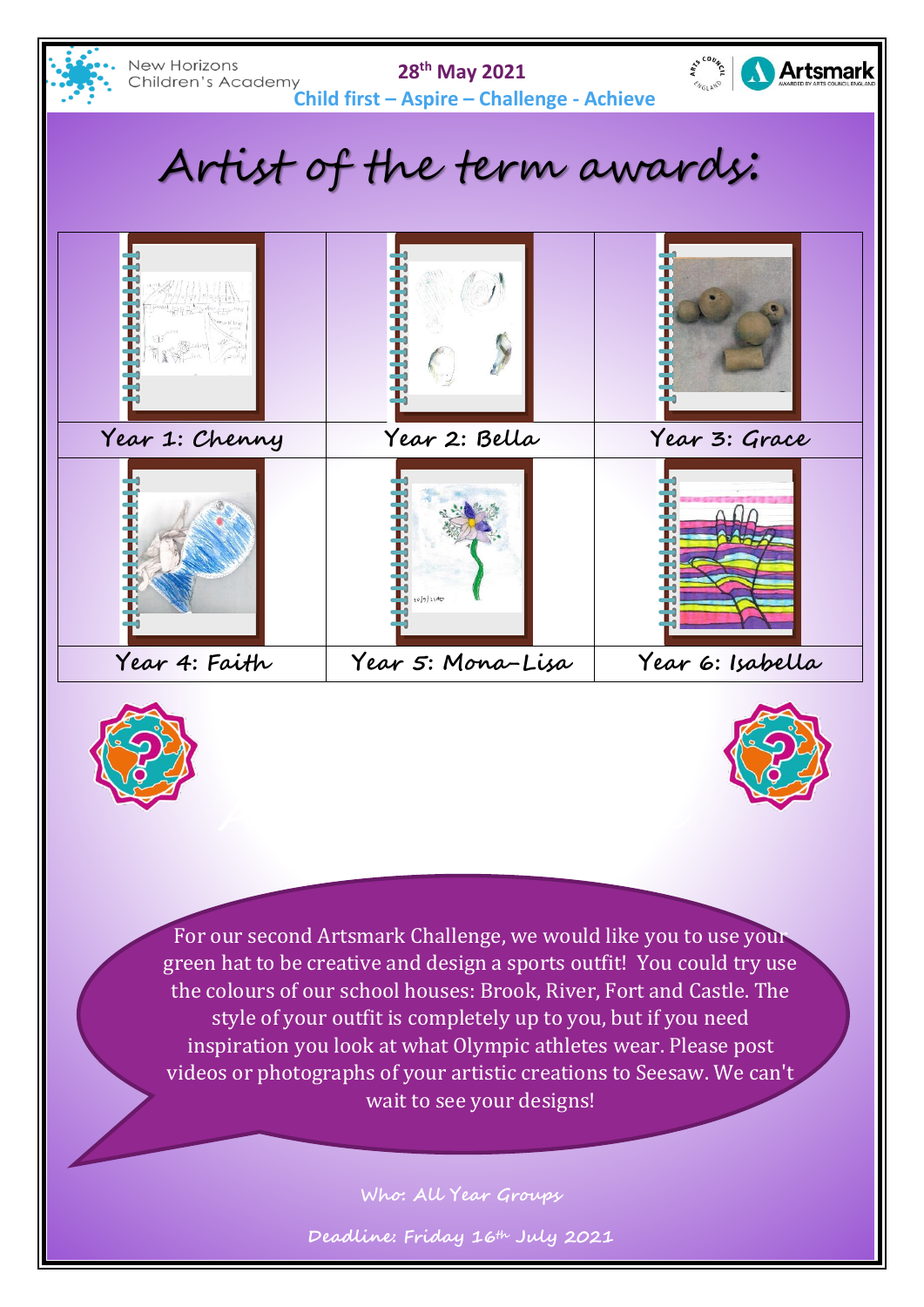New Horizons Children's Academy

28th May 2021

Child first – Aspire – Challenge - Achieve

# Artist of the term awards:

| | | |
|---|---|---|
| Year 1: Chenny | Year 2: Bella | Year 3: Grace |
| Year 4: Faith | Year 5: Mona-Lisa | Year 6: Isabella |

For our second Artsmark Challenge, we would like you to use your green hat to be creative and design a sports outfit! You could try use the colours of our school houses: Brook, River, Fort and Castle. The style of your outfit is completely up to you, but if you need inspiration you look at what Olympic athletes wear. Please post videos or photographs of your artistic creations to Seesaw. We can't wait to see your designs!

Who: All Year Groups

Deadline: Friday 16th July 2021